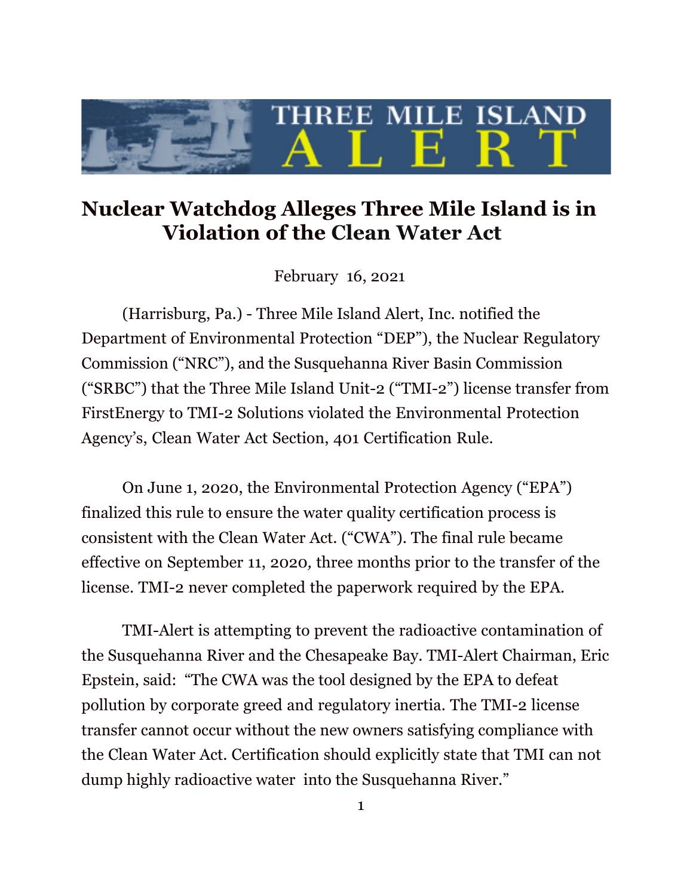# THREE MILE ISLAND ALERT

## Nuclear Watchdog Alleges Three Mile Island is in Violation of the Clean Water Act

February 16, 2021

(Harrisburg, Pa.) - Three Mile Island Alert, Inc. notified the Department of Environmental Protection "DEP"), the Nuclear Regulatory Commission ("NRC"), and the Susquehanna River Basin Commission ("SRBC") that the Three Mile Island Unit-2 ("TMI-2") license transfer from FirstEnergy to TMI-2 Solutions violated the Environmental Protection Agency's, Clean Water Act Section, 401 Certification Rule.

On June 1, 2020, the Environmental Protection Agency ("EPA") finalized this rule to ensure the water quality certification process is consistent with the Clean Water Act. ("CWA"). The final rule became effective on September 11, 2020, three months prior to the transfer of the license. TMI-2 never completed the paperwork required by the EPA.

TMI-Alert is attempting to prevent the radioactive contamination of the Susquehanna River and the Chesapeake Bay. TMI-Alert Chairman, Eric Epstein, said: "The CWA was the tool designed by the EPA to defeat pollution by corporate greed and regulatory inertia. The TMI-2 license transfer cannot occur without the new owners satisfying compliance with the Clean Water Act. Certification should explicitly state that TMI can not dump highly radioactive water into the Susquehanna River."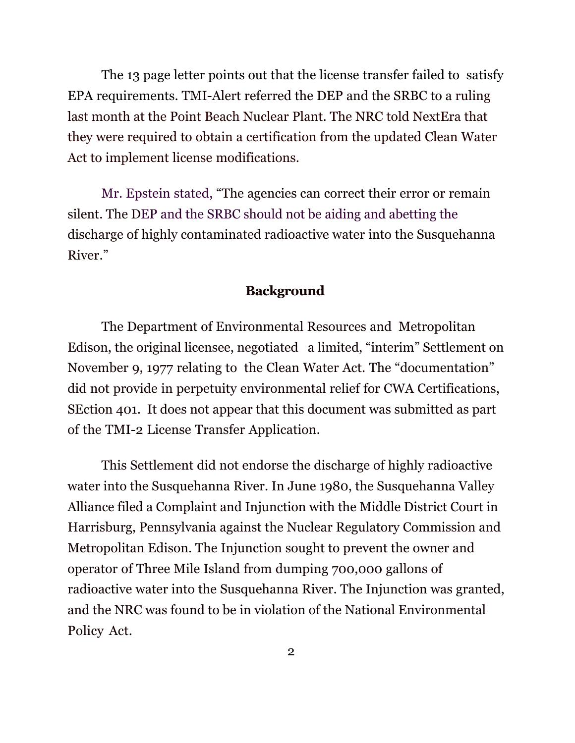The 13 page letter points out that the license transfer failed to satisfy EPA requirements. TMI-Alert referred the DEP and the SRBC to a ruling last month at the Point Beach Nuclear Plant. The NRC told NextEra that they were required to obtain a certification from the updated Clean Water Act to implement license modifications.

Mr. Epstein stated, "The agencies can correct their error or remain silent. The DEP and the SRBC should not be aiding and abetting the discharge of highly contaminated radioactive water into the Susquehanna River."

## Background

The Department of Environmental Resources and Metropolitan Edison, the original licensee, negotiated a limited, "interim" Settlement on November 9, 1977 relating to the Clean Water Act. The "documentation" did not provide in perpetuity environmental relief for CWA Certifications, SEction 401. It does not appear that this document was submitted as part of the TMI-2 License Transfer Application.

This Settlement did not endorse the discharge of highly radioactive water into the Susquehanna River. In June 1980, the Susquehanna Valley Alliance filed a Complaint and Injunction with the Middle District Court in Harrisburg, Pennsylvania against the Nuclear Regulatory Commission and Metropolitan Edison. The Injunction sought to prevent the owner and operator of Three Mile Island from dumping 700,000 gallons of radioactive water into the Susquehanna River. The Injunction was granted, and the NRC was found to be in violation of the National Environmental Policy Act.